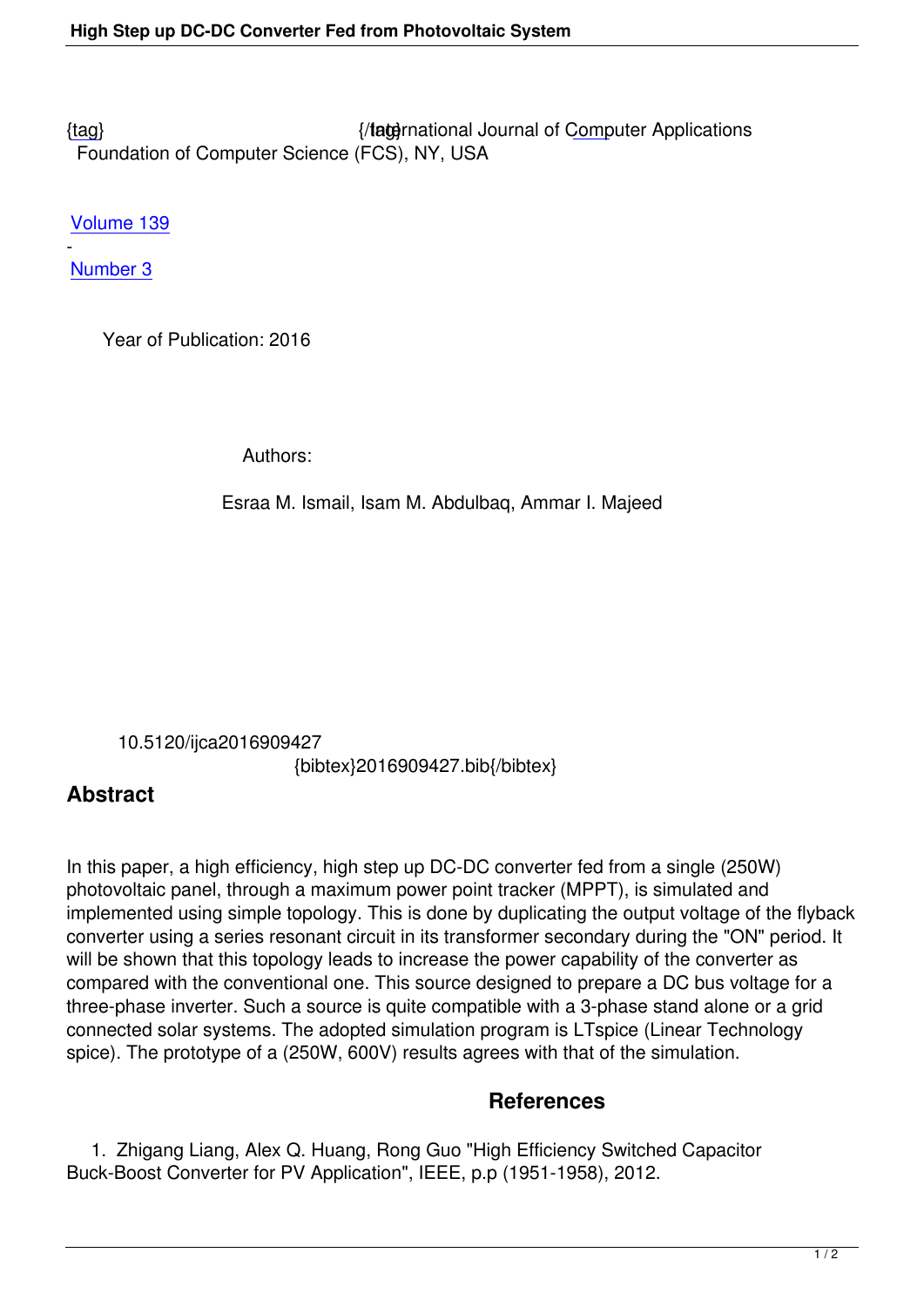{tag}{/tag} International Journal of Computer Applications

Foundation of Computer Science (FCS), NY, USA

Volume 139

-

Number 3

Year of Publication: 2016

Authors:

Esraa M. Ismail, Isam M. Abdulbaq, Ammar I. Majeed

10.5120/ijca2016909427

{bibtex}2016909427.bib{/bibtex}

## Abstract

In this paper, a high efficiency, high step up DC-DC converter fed from a single (250W) photovoltaic panel, through a maximum power point tracker (MPPT), is simulated and implemented using simple topology. This is done by duplicating the output voltage of the flyback converter using a series resonant circuit in its transformer secondary during the "ON" period. It will be shown that this topology leads to increase the power capability of the converter as compared with the conventional one. This source designed to prepare a DC bus voltage for a three-phase inverter. Such a source is quite compatible with a 3-phase stand alone or a grid connected solar systems. The adopted simulation program is LTspice (Linear Technology spice). The prototype of a (250W, 600V) results agrees with that of the simulation.

## References

1. Zhigang Liang, Alex Q. Huang, Rong Guo "High Efficiency Switched Capacitor Buck-Boost Converter for PV Application", IEEE, p.p (1951-1958), 2012.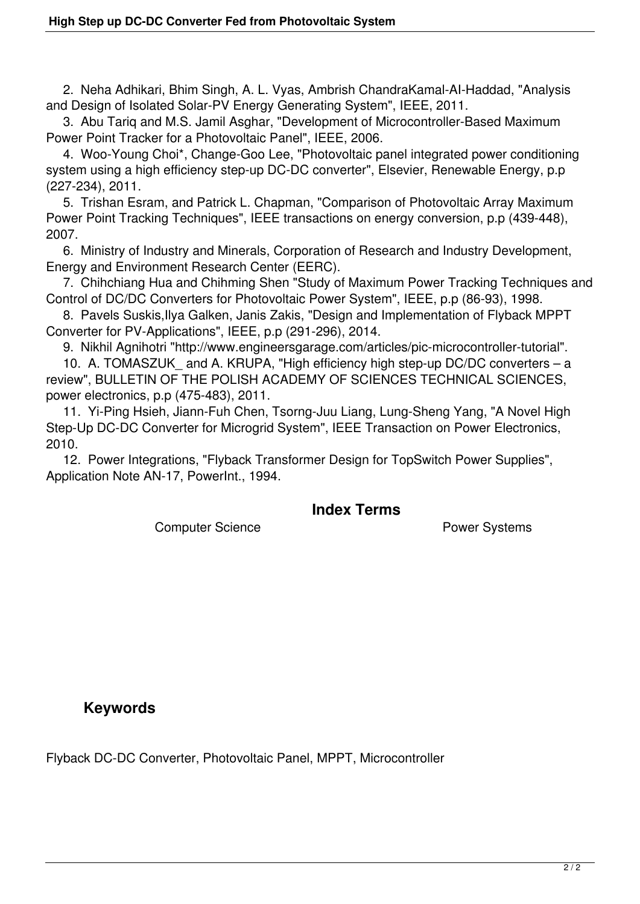2. Neha Adhikari, Bhim Singh, A. L. Vyas, Ambrish ChandraKamal-AI-Haddad, "Analysis and Design of Isolated Solar-PV Energy Generating System", IEEE, 2011.
3. Abu Tariq and M.S. Jamil Asghar, "Development of Microcontroller-Based Maximum Power Point Tracker for a Photovoltaic Panel", IEEE, 2006.
4. Woo-Young Choi*, Change-Goo Lee, "Photovoltaic panel integrated power conditioning system using a high efficiency step-up DC-DC converter", Elsevier, Renewable Energy, p.p (227-234), 2011.
5. Trishan Esram, and Patrick L. Chapman, "Comparison of Photovoltaic Array Maximum Power Point Tracking Techniques", IEEE transactions on energy conversion, p.p (439-448), 2007.
6. Ministry of Industry and Minerals, Corporation of Research and Industry Development, Energy and Environment Research Center (EERC).
7. Chihchiang Hua and Chihming Shen "Study of Maximum Power Tracking Techniques and Control of DC/DC Converters for Photovoltaic Power System", IEEE, p.p (86-93), 1998.
8. Pavels Suskis,Ilya Galken, Janis Zakis, "Design and Implementation of Flyback MPPT Converter for PV-Applications", IEEE, p.p (291-296), 2014.
9. Nikhil Agnihotri "http://www.engineersgarage.com/articles/pic-microcontroller-tutorial".
10. A. TOMASZUK_ and A. KRUPA, "High efficiency high step-up DC/DC converters – a review", BULLETIN OF THE POLISH ACADEMY OF SCIENCES TECHNICAL SCIENCES, power electronics, p.p (475-483), 2011.
11. Yi-Ping Hsieh, Jiann-Fuh Chen, Tsorng-Juu Liang, Lung-Sheng Yang, "A Novel High Step-Up DC-DC Converter for Microgrid System", IEEE Transaction on Power Electronics, 2010.
12. Power Integrations, "Flyback Transformer Design for TopSwitch Power Supplies", Application Note AN-17, PowerInt., 1994.

## Index Terms

Computer Science Power Systems

## Keywords

Flyback DC-DC Converter, Photovoltaic Panel, MPPT, Microcontroller